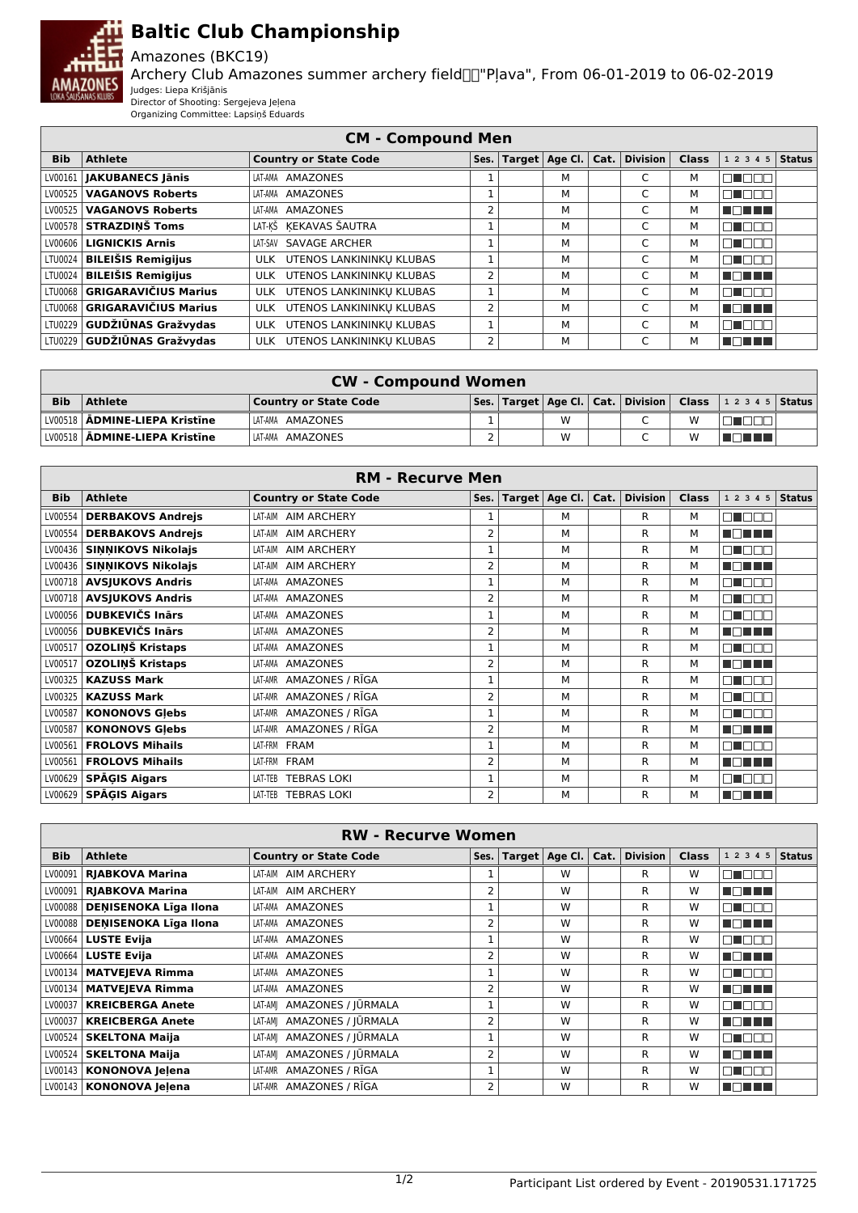# Baltic Club Championship

Amazones (BKC19)

Archery Club Amazones summer archery field "Pļava", From 06-01-2019 to 06-02-2019

Judges: Liepa Krišjānis

Director of Shooting: Sergejeva Jeļena

Organizing Committee: Lapsiņš Eduards

| CM - Compound Men | | | | | | | | | | |
|---|---|---|---|---|---|---|---|---|---|---|
| **Bib** | **Athlete** | **Country or State Code** | **Ses.** | **Target** | **Age Cl.** | **Cat.** | **Division** | **Class** | **1 2 3 4 5** | **Status** |
| LV00161 | **JAKUBANECS Jānis** | LAT-AMA AMAZONES | 1 | | M | | C | M | □■□□□ | |
| LV00525 | **VAGANOVS Roberts** | LAT-AMA AMAZONES | 1 | | M | | C | M | □■□□□ | |
| LV00525 | **VAGANOVS Roberts** | LAT-AMA AMAZONES | 2 | | M | | C | M | ■□■■■ | |
| LV00578 | **STRAZDIŅŠ Toms** | LAT-KŠ ĶEKAVAS ŠAUTRA | 1 | | M | | C | M | □■□□□ | |
| LV00606 | **LIGNICKIS Arnis** | LAT-SAV SAVAGE ARCHER | 1 | | M | | C | M | □■□□□ | |
| LTU0024 | **BILEIŠIS Remigijus** | ULK UTENOS LANKININKŲ KLUBAS | 1 | | M | | C | M | □■□□□ | |
| LTU0024 | **BILEIŠIS Remigijus** | ULK UTENOS LANKININKŲ KLUBAS | 2 | | M | | C | M | ■□■■■ | |
| LTU0068 | **GRIGARAVIČIUS Marius** | ULK UTENOS LANKININKŲ KLUBAS | 1 | | M | | C | M | □■□□□ | |
| LTU0068 | **GRIGARAVIČIUS Marius** | ULK UTENOS LANKININKŲ KLUBAS | 2 | | M | | C | M | ■□■■■ | |
| LTU0229 | **GUDŽIŪNAS Gražvydas** | ULK UTENOS LANKININKŲ KLUBAS | 1 | | M | | C | M | □■□□□ | |
| LTU0229 | **GUDŽIŪNAS Gražvydas** | ULK UTENOS LANKININKŲ KLUBAS | 2 | | M | | C | M | ■□■■■ | |

| CW - Compound Women | | | | | | | | | | |
|---|---|---|---|---|---|---|---|---|---|---|
| **Bib** | **Athlete** | **Country or State Code** | **Ses.** | **Target** | **Age Cl.** | **Cat.** | **Division** | **Class** | **1 2 3 4 5** | **Status** |
| LV00518 | **ĀDMINE-LIEPA Kristīne** | LAT-AMA AMAZONES | 1 | | W | | C | W | □■□□□ | |
| LV00518 | **ĀDMINE-LIEPA Kristīne** | LAT-AMA AMAZONES | 2 | | W | | C | W | ■□■■■ | |

| RM - Recurve Men | | | | | | | | | | |
|---|---|---|---|---|---|---|---|---|---|---|
| **Bib** | **Athlete** | **Country or State Code** | **Ses.** | **Target** | **Age Cl.** | **Cat.** | **Division** | **Class** | **1 2 3 4 5** | **Status** |
| LV00554 | **DERBAKOVS Andrejs** | LAT-AIM AIM ARCHERY | 1 | | M | | R | M | □■□□□ | |
| LV00554 | **DERBAKOVS Andrejs** | LAT-AIM AIM ARCHERY | 2 | | M | | R | M | ■□■■■ | |
| LV00436 | **SIŅŅIKOVS Nikolajs** | LAT-AIM AIM ARCHERY | 1 | | M | | R | M | □■□□□ | |
| LV00436 | **SIŅŅIKOVS Nikolajs** | LAT-AIM AIM ARCHERY | 2 | | M | | R | M | ■□■■■ | |
| LV00718 | **AVSJUKOVS Andris** | LAT-AMA AMAZONES | 1 | | M | | R | M | □■□□□ | |
| LV00718 | **AVSJUKOVS Andris** | LAT-AMA AMAZONES | 2 | | M | | R | M | □■□□□ | |
| LV00056 | **DUBKEVIČS Inārs** | LAT-AMA AMAZONES | 1 | | M | | R | M | □■□□□ | |
| LV00056 | **DUBKEVIČS Inārs** | LAT-AMA AMAZONES | 2 | | M | | R | M | ■□■■■ | |
| LV00517 | **OZOLIŅŠ Kristaps** | LAT-AMA AMAZONES | 1 | | M | | R | M | □■□□□ | |
| LV00517 | **OZOLIŅŠ Kristaps** | LAT-AMA AMAZONES | 2 | | M | | R | M | ■□■■■ | |
| LV00325 | **KAZUSS Mark** | LAT-AMR AMAZONES / RĪGA | 1 | | M | | R | M | □■□□□ | |
| LV00325 | **KAZUSS Mark** | LAT-AMR AMAZONES / RĪGA | 2 | | M | | R | M | □■□□□ | |
| LV00587 | **KONONOVS Gļebs** | LAT-AMR AMAZONES / RĪGA | 1 | | M | | R | M | □■□□□ | |
| LV00587 | **KONONOVS Gļebs** | LAT-AMR AMAZONES / RĪGA | 2 | | M | | R | M | ■□■■■ | |
| LV00561 | **FROLOVS Mihails** | LAT-FRM FRAM | 1 | | M | | R | M | □■□□□ | |
| LV00561 | **FROLOVS Mihails** | LAT-FRM FRAM | 2 | | M | | R | M | ■□■■■ | |
| LV00629 | **SPĀĢIS Aigars** | LAT-TEB TEBRAS LOKI | 1 | | M | | R | M | □■□□□ | |
| LV00629 | **SPĀĢIS Aigars** | LAT-TEB TEBRAS LOKI | 2 | | M | | R | M | ■□■■■ | |

| RW - Recurve Women | | | | | | | | | | |
|---|---|---|---|---|---|---|---|---|---|---|
| **Bib** | **Athlete** | **Country or State Code** | **Ses.** | **Target** | **Age Cl.** | **Cat.** | **Division** | **Class** | **1 2 3 4 5** | **Status** |
| LV00091 | **RJABKOVA Marina** | LAT-AIM AIM ARCHERY | 1 | | W | | R | W | □■□□□ | |
| LV00091 | **RJABKOVA Marina** | LAT-AIM AIM ARCHERY | 2 | | W | | R | W | ■□■■■ | |
| LV00088 | **DEŅISENOKA Līga Ilona** | LAT-AMA AMAZONES | 1 | | W | | R | W | □■□□□ | |
| LV00088 | **DEŅISENOKA Līga Ilona** | LAT-AMA AMAZONES | 2 | | W | | R | W | ■□■■■ | |
| LV00664 | **LUSTE Evija** | LAT-AMA AMAZONES | 1 | | W | | R | W | □■□□□ | |
| LV00664 | **LUSTE Evija** | LAT-AMA AMAZONES | 2 | | W | | R | W | ■□■■■ | |
| LV00134 | **MATVEJEVA Rimma** | LAT-AMA AMAZONES | 1 | | W | | R | W | □■□□□ | |
| LV00134 | **MATVEJEVA Rimma** | LAT-AMA AMAZONES | 2 | | W | | R | W | ■□■■■ | |
| LV00037 | **KREICBERGA Anete** | LAT-AMJ AMAZONES / JŪRMALA | 1 | | W | | R | W | □■□□□ | |
| LV00037 | **KREICBERGA Anete** | LAT-AMJ AMAZONES / JŪRMALA | 2 | | W | | R | W | ■□■■■ | |
| LV00524 | **SKELTONA Maija** | LAT-AMJ AMAZONES / JŪRMALA | 1 | | W | | R | W | □■□□□ | |
| LV00524 | **SKELTONA Maija** | LAT-AMJ AMAZONES / JŪRMALA | 2 | | W | | R | W | ■□■■■ | |
| LV00143 | **KONONOVA Jeļena** | LAT-AMR AMAZONES / RĪGA | 1 | | W | | R | W | □■□□□ | |
| LV00143 | **KONONOVA Jeļena** | LAT-AMR AMAZONES / RĪGA | 2 | | W | | R | W | ■□■■■ | |

Participant List ordered by Event - 20190531.171725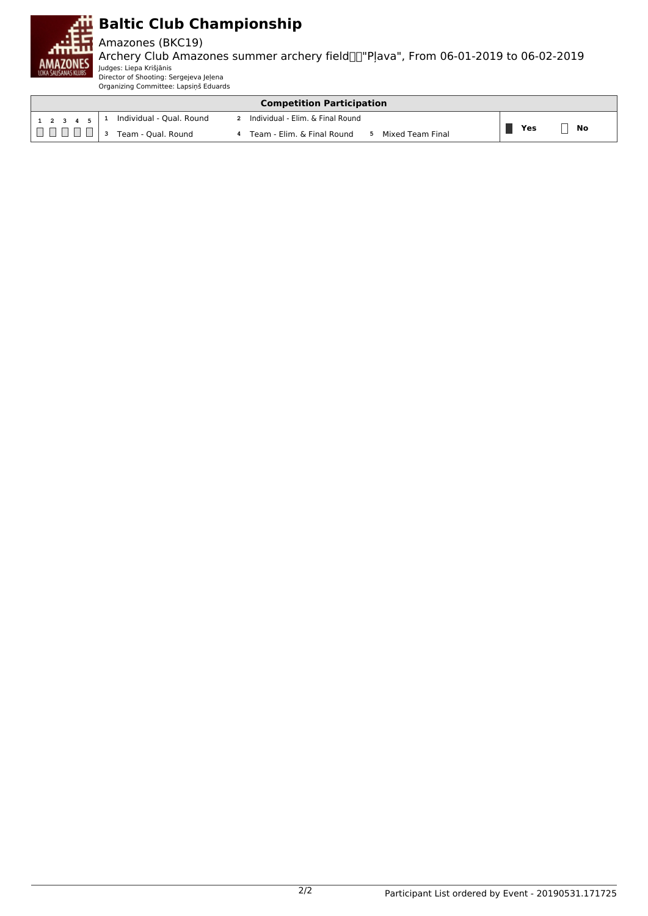# Baltic Club Championship

Amazones (BKC19)

Archery Club Amazones summer archery field"Pļava", From 06-01-2019 to 06-02-2019

Judges: Liepa Krišjānis

Director of Shooting: Sergejeva Jeļena

Organizing Committee: Lapsiņš Eduards

| Competition Participation | | | | |
|---|---|---|---|---|
| 1 2 3 4 5 | 1 Individual - Qual. Round | 2 Individual - Elim. & Final Round | | Yes / No |
| | 3 Team - Qual. Round | 4 Team - Elim. & Final Round | 5 Mixed Team Final | |

Participant List ordered by Event - 20190531.171725